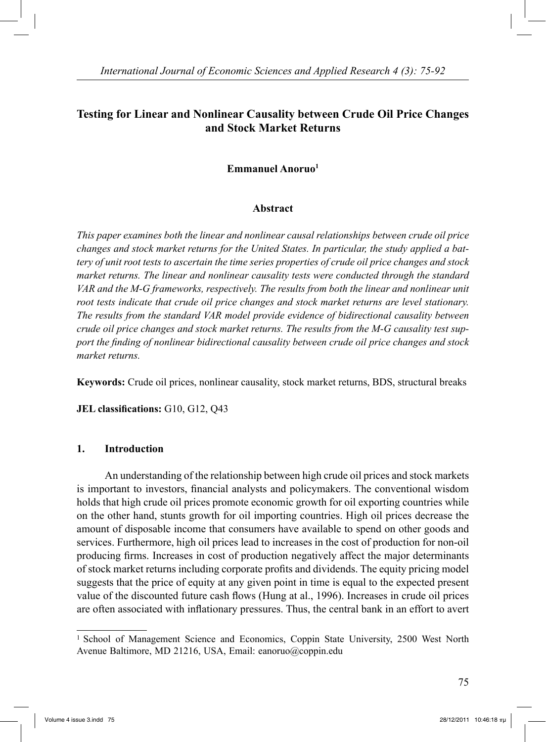# Testing for Linear and Nonlinear Causality between Crude Oil Price Changes and Stock Market Returns

**Emmanuel Anoruo**[1]

## Abstract

*This paper examines both the linear and nonlinear causal relationships between crude oil price changes and stock market returns for the United States. In particular, the study applied a battery of unit root tests to ascertain the time series properties of crude oil price changes and stock market returns. The linear and nonlinear causality tests were conducted through the standard VAR and the M-G frameworks, respectively. The results from both the linear and nonlinear unit root tests indicate that crude oil price changes and stock market returns are level stationary. The results from the standard VAR model provide evidence of bidirectional causality between crude oil price changes and stock market returns. The results from the M-G causality test support the finding of nonlinear bidirectional causality between crude oil price changes and stock market returns.*

**Keywords:** Crude oil prices, nonlinear causality, stock market returns, BDS, structural breaks

**JEL classifications:** G10, G12, Q43

## 1. Introduction

An understanding of the relationship between high crude oil prices and stock markets is important to investors, financial analysts and policymakers. The conventional wisdom holds that high crude oil prices promote economic growth for oil exporting countries while on the other hand, stunts growth for oil importing countries. High oil prices decrease the amount of disposable income that consumers have available to spend on other goods and services. Furthermore, high oil prices lead to increases in the cost of production for non-oil producing firms. Increases in cost of production negatively affect the major determinants of stock market returns including corporate profits and dividends. The equity pricing model suggests that the price of equity at any given point in time is equal to the expected present value of the discounted future cash flows (Hung at al., 1996). Increases in crude oil prices are often associated with inflationary pressures. Thus, the central bank in an effort to avert

---

[1] School of Management Science and Economics, Coppin State University, 2500 West North Avenue Baltimore, MD 21216, USA, Email: eanoruo@coppin.edu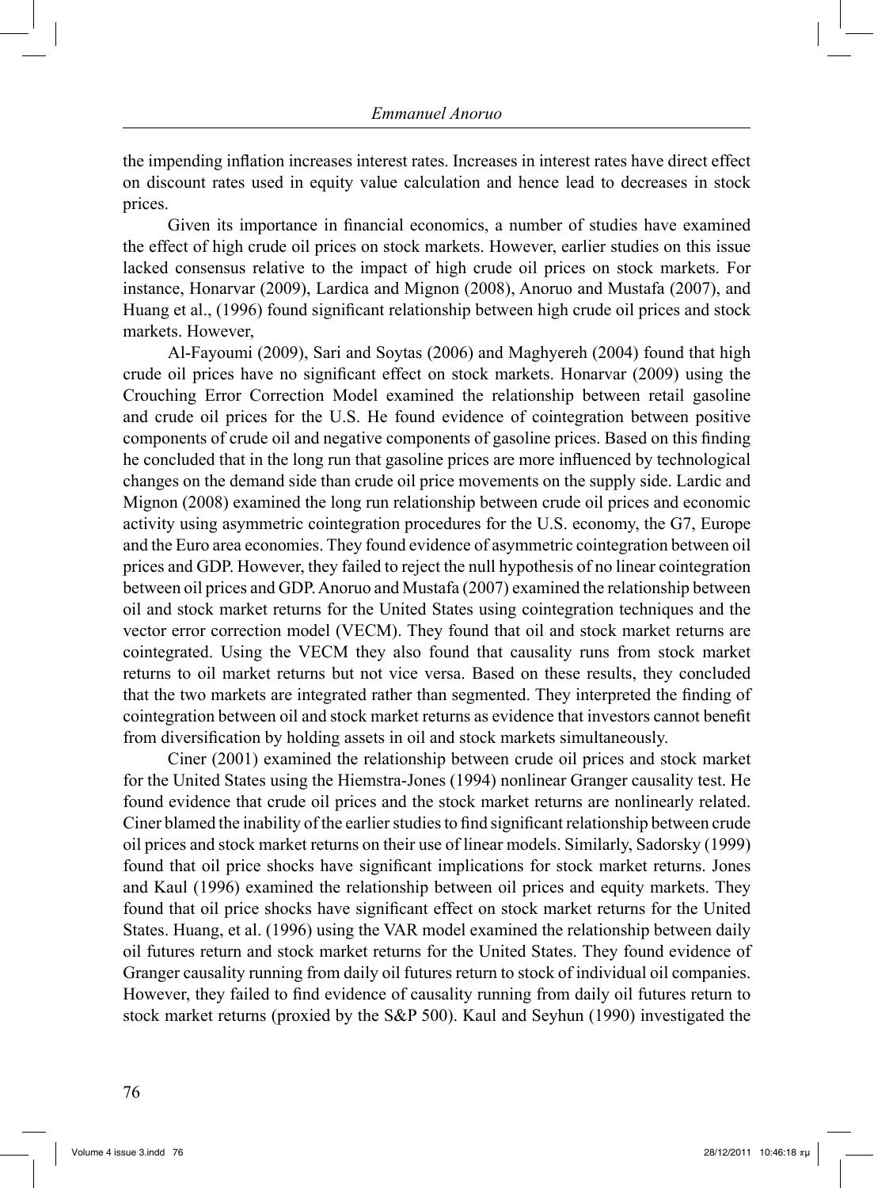the impending inflation increases interest rates. Increases in interest rates have direct effect on discount rates used in equity value calculation and hence lead to decreases in stock prices.

Given its importance in financial economics, a number of studies have examined the effect of high crude oil prices on stock markets. However, earlier studies on this issue lacked consensus relative to the impact of high crude oil prices on stock markets. For instance, Honarvar (2009), Lardica and Mignon (2008), Anoruo and Mustafa (2007), and Huang et al., (1996) found significant relationship between high crude oil prices and stock markets. However,

Al-Fayoumi (2009), Sari and Soytas (2006) and Maghyereh (2004) found that high crude oil prices have no significant effect on stock markets. Honarvar (2009) using the Crouching Error Correction Model examined the relationship between retail gasoline and crude oil prices for the U.S. He found evidence of cointegration between positive components of crude oil and negative components of gasoline prices. Based on this finding he concluded that in the long run that gasoline prices are more influenced by technological changes on the demand side than crude oil price movements on the supply side. Lardic and Mignon (2008) examined the long run relationship between crude oil prices and economic activity using asymmetric cointegration procedures for the U.S. economy, the G7, Europe and the Euro area economies. They found evidence of asymmetric cointegration between oil prices and GDP. However, they failed to reject the null hypothesis of no linear cointegration between oil prices and GDP. Anoruo and Mustafa (2007) examined the relationship between oil and stock market returns for the United States using cointegration techniques and the vector error correction model (VECM). They found that oil and stock market returns are cointegrated. Using the VECM they also found that causality runs from stock market returns to oil market returns but not vice versa. Based on these results, they concluded that the two markets are integrated rather than segmented. They interpreted the finding of cointegration between oil and stock market returns as evidence that investors cannot benefit from diversification by holding assets in oil and stock markets simultaneously.

Ciner (2001) examined the relationship between crude oil prices and stock market for the United States using the Hiemstra-Jones (1994) nonlinear Granger causality test. He found evidence that crude oil prices and the stock market returns are nonlinearly related. Ciner blamed the inability of the earlier studies to find significant relationship between crude oil prices and stock market returns on their use of linear models. Similarly, Sadorsky (1999) found that oil price shocks have significant implications for stock market returns. Jones and Kaul (1996) examined the relationship between oil prices and equity markets. They found that oil price shocks have significant effect on stock market returns for the United States. Huang, et al. (1996) using the VAR model examined the relationship between daily oil futures return and stock market returns for the United States. They found evidence of Granger causality running from daily oil futures return to stock of individual oil companies. However, they failed to find evidence of causality running from daily oil futures return to stock market returns (proxied by the S&P 500). Kaul and Seyhun (1990) investigated the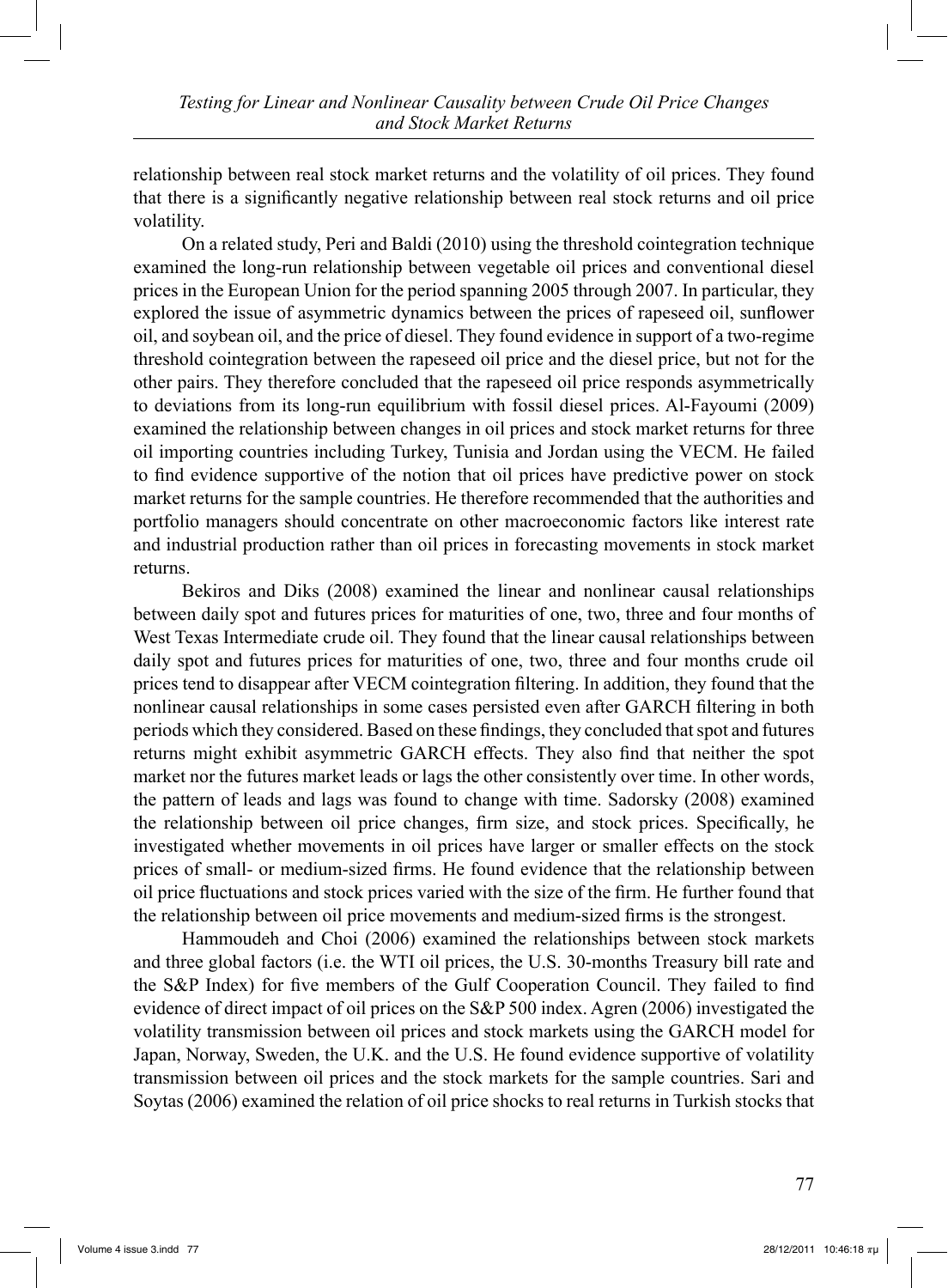relationship between real stock market returns and the volatility of oil prices. They found that there is a significantly negative relationship between real stock returns and oil price volatility.

On a related study, Peri and Baldi (2010) using the threshold cointegration technique examined the long-run relationship between vegetable oil prices and conventional diesel prices in the European Union for the period spanning 2005 through 2007. In particular, they explored the issue of asymmetric dynamics between the prices of rapeseed oil, sunflower oil, and soybean oil, and the price of diesel. They found evidence in support of a two-regime threshold cointegration between the rapeseed oil price and the diesel price, but not for the other pairs. They therefore concluded that the rapeseed oil price responds asymmetrically to deviations from its long-run equilibrium with fossil diesel prices. Al-Fayoumi (2009) examined the relationship between changes in oil prices and stock market returns for three oil importing countries including Turkey, Tunisia and Jordan using the VECM. He failed to find evidence supportive of the notion that oil prices have predictive power on stock market returns for the sample countries. He therefore recommended that the authorities and portfolio managers should concentrate on other macroeconomic factors like interest rate and industrial production rather than oil prices in forecasting movements in stock market returns.

Bekiros and Diks (2008) examined the linear and nonlinear causal relationships between daily spot and futures prices for maturities of one, two, three and four months of West Texas Intermediate crude oil. They found that the linear causal relationships between daily spot and futures prices for maturities of one, two, three and four months crude oil prices tend to disappear after VECM cointegration filtering. In addition, they found that the nonlinear causal relationships in some cases persisted even after GARCH filtering in both periods which they considered. Based on these findings, they concluded that spot and futures returns might exhibit asymmetric GARCH effects. They also find that neither the spot market nor the futures market leads or lags the other consistently over time. In other words, the pattern of leads and lags was found to change with time. Sadorsky (2008) examined the relationship between oil price changes, firm size, and stock prices. Specifically, he investigated whether movements in oil prices have larger or smaller effects on the stock prices of small- or medium-sized firms. He found evidence that the relationship between oil price fluctuations and stock prices varied with the size of the firm. He further found that the relationship between oil price movements and medium-sized firms is the strongest.

Hammoudeh and Choi (2006) examined the relationships between stock markets and three global factors (i.e. the WTI oil prices, the U.S. 30-months Treasury bill rate and the S&P Index) for five members of the Gulf Cooperation Council. They failed to find evidence of direct impact of oil prices on the S&P 500 index. Agren (2006) investigated the volatility transmission between oil prices and stock markets using the GARCH model for Japan, Norway, Sweden, the U.K. and the U.S. He found evidence supportive of volatility transmission between oil prices and the stock markets for the sample countries. Sari and Soytas (2006) examined the relation of oil price shocks to real returns in Turkish stocks that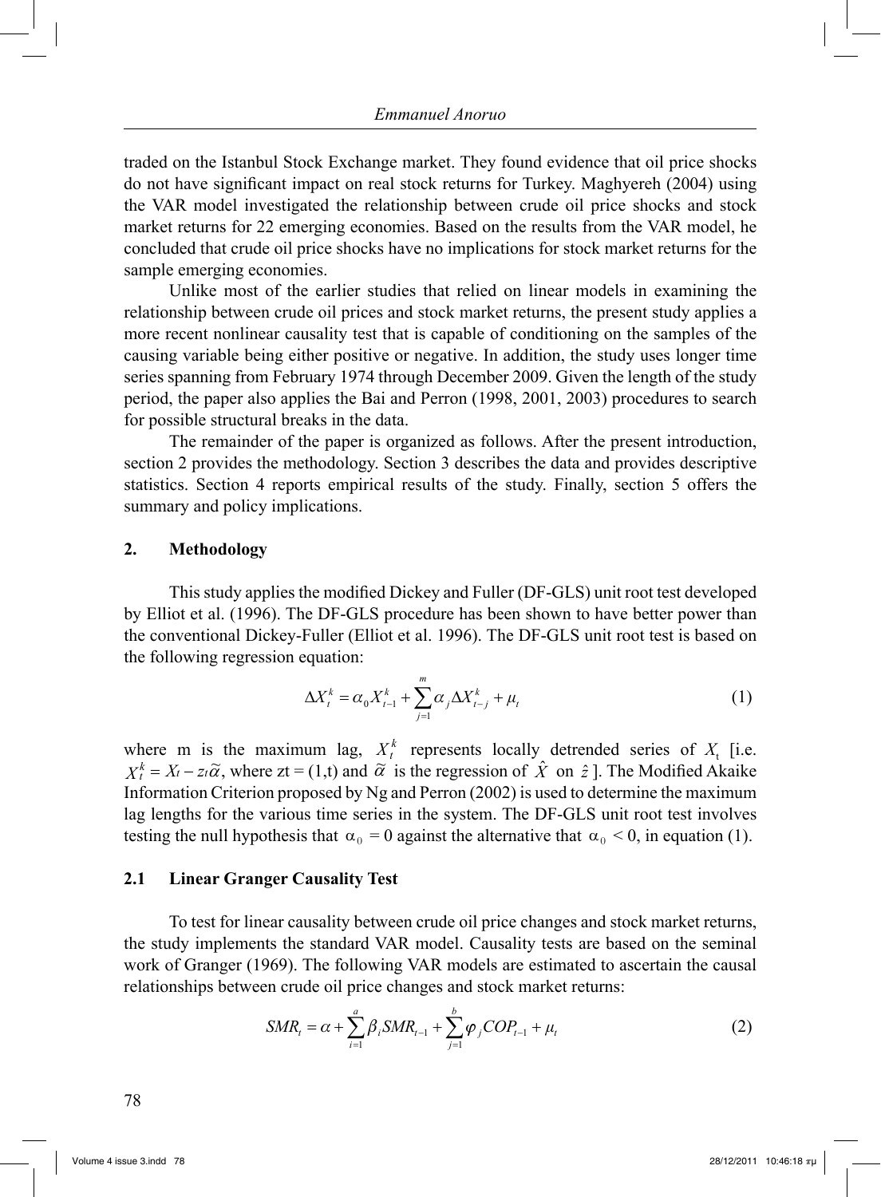traded on the Istanbul Stock Exchange market. They found evidence that oil price shocks do not have significant impact on real stock returns for Turkey. Maghyereh (2004) using the VAR model investigated the relationship between crude oil price shocks and stock market returns for 22 emerging economies. Based on the results from the VAR model, he concluded that crude oil price shocks have no implications for stock market returns for the sample emerging economies.

Unlike most of the earlier studies that relied on linear models in examining the relationship between crude oil prices and stock market returns, the present study applies a more recent nonlinear causality test that is capable of conditioning on the samples of the causing variable being either positive or negative. In addition, the study uses longer time series spanning from February 1974 through December 2009. Given the length of the study period, the paper also applies the Bai and Perron (1998, 2001, 2003) procedures to search for possible structural breaks in the data.

The remainder of the paper is organized as follows. After the present introduction, section 2 provides the methodology. Section 3 describes the data and provides descriptive statistics. Section 4 reports empirical results of the study. Finally, section 5 offers the summary and policy implications.

## 2. Methodology

This study applies the modified Dickey and Fuller (DF-GLS) unit root test developed by Elliot et al. (1996). The DF-GLS procedure has been shown to have better power than the conventional Dickey-Fuller (Elliot et al. 1996). The DF-GLS unit root test is based on the following regression equation:

$$\Delta X_t^k = \alpha_0 X_{t-1}^k + \sum_{j=1}^{m} \alpha_j \Delta X_{t-j}^k + \mu_t \tag{1}$$

where m is the maximum lag, $X_t^k$ represents locally detrended series of $X_t$ [i.e. $X_t^k = X_t - z_t\widetilde{\alpha}$, where zt = (1,t) and $\widetilde{\alpha}$ is the regression of $\hat{X}$ on $\hat{z}$ ]. The Modified Akaike Information Criterion proposed by Ng and Perron (2002) is used to determine the maximum lag lengths for the various time series in the system. The DF-GLS unit root test involves testing the null hypothesis that $\alpha_0 = 0$ against the alternative that $\alpha_0 < 0$, in equation (1).

### 2.1 Linear Granger Causality Test

To test for linear causality between crude oil price changes and stock market returns, the study implements the standard VAR model. Causality tests are based on the seminal work of Granger (1969). The following VAR models are estimated to ascertain the causal relationships between crude oil price changes and stock market returns:

$$SMR_t = \alpha + \sum_{i=1}^{a} \beta_i SMR_{t-1} + \sum_{j=1}^{b} \varphi_j COP_{t-1} + \mu_t \tag{2}$$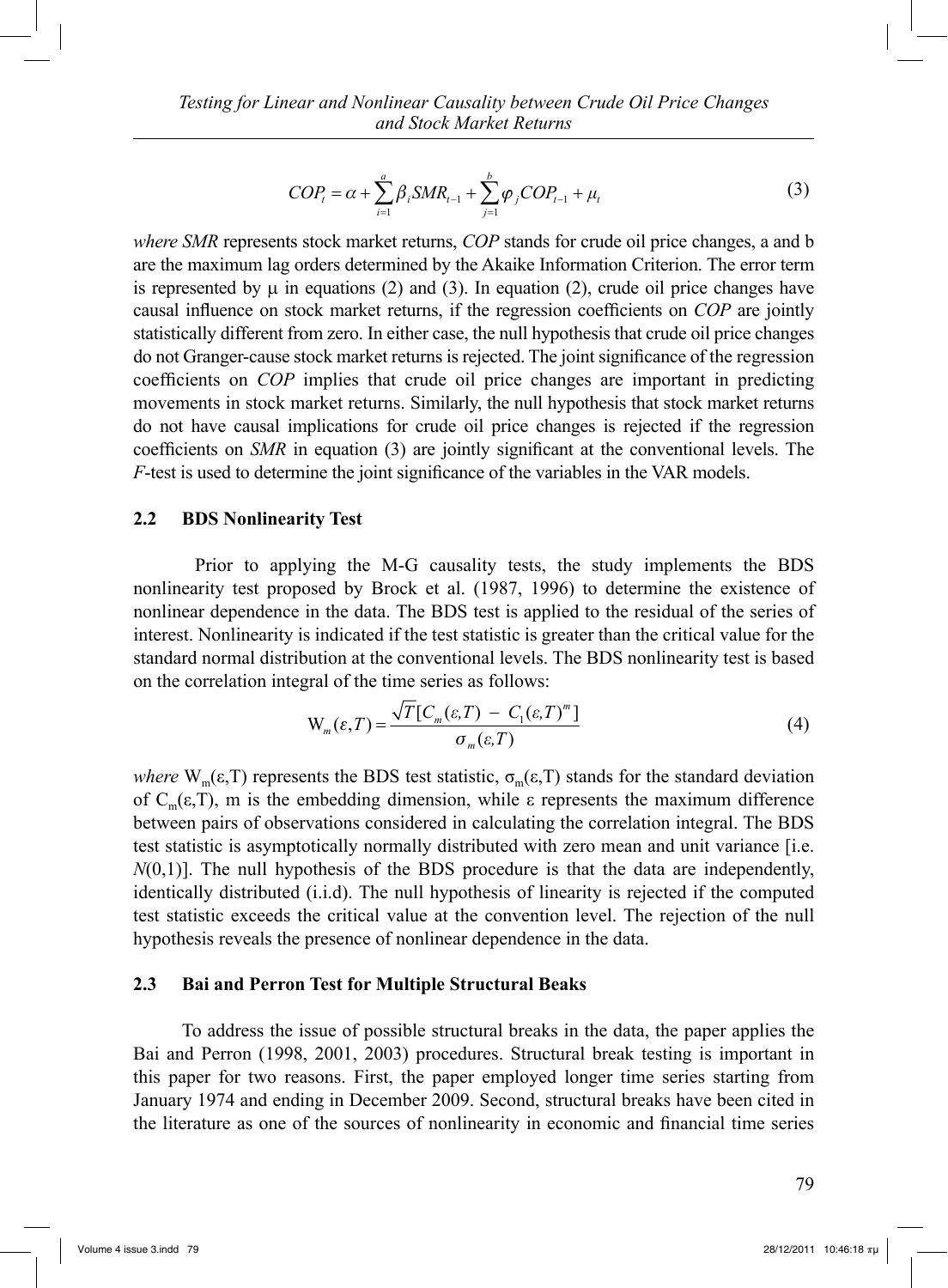$$COP_t = \alpha + \sum_{i=1}^{a} \beta_i SMR_{t-1} + \sum_{j=1}^{b} \varphi_j COP_{t-1} + \mu_t \tag{3}$$

*where SMR* represents stock market returns, *COP* stands for crude oil price changes, a and b are the maximum lag orders determined by the Akaike Information Criterion. The error term is represented by $\mu$ in equations (2) and (3). In equation (2), crude oil price changes have causal influence on stock market returns, if the regression coefficients on *COP* are jointly statistically different from zero. In either case, the null hypothesis that crude oil price changes do not Granger-cause stock market returns is rejected. The joint significance of the regression coefficients on *COP* implies that crude oil price changes are important in predicting movements in stock market returns. Similarly, the null hypothesis that stock market returns do not have causal implications for crude oil price changes is rejected if the regression coefficients on *SMR* in equation (3) are jointly significant at the conventional levels. The *F*-test is used to determine the joint significance of the variables in the VAR models.

## 2.2 BDS Nonlinearity Test

Prior to applying the M-G causality tests, the study implements the BDS nonlinearity test proposed by Brock et al. (1987, 1996) to determine the existence of nonlinear dependence in the data. The BDS test is applied to the residual of the series of interest. Nonlinearity is indicated if the test statistic is greater than the critical value for the standard normal distribution at the conventional levels. The BDS nonlinearity test is based on the correlation integral of the time series as follows:

$$W_m(\varepsilon,T) = \frac{\sqrt{T}[C_m(\varepsilon,T) - C_1(\varepsilon,T)^m]}{\sigma_m(\varepsilon,T)} \tag{4}$$

*where* $W_m(\varepsilon,T)$ represents the BDS test statistic, $\sigma_m(\varepsilon,T)$ stands for the standard deviation of $C_m(\varepsilon,T)$, m is the embedding dimension, while $\varepsilon$ represents the maximum difference between pairs of observations considered in calculating the correlation integral. The BDS test statistic is asymptotically normally distributed with zero mean and unit variance [i.e. $N(0,1)$]. The null hypothesis of the BDS procedure is that the data are independently, identically distributed (i.i.d). The null hypothesis of linearity is rejected if the computed test statistic exceeds the critical value at the convention level. The rejection of the null hypothesis reveals the presence of nonlinear dependence in the data.

## 2.3 Bai and Perron Test for Multiple Structural Beaks

To address the issue of possible structural breaks in the data, the paper applies the Bai and Perron (1998, 2001, 2003) procedures. Structural break testing is important in this paper for two reasons. First, the paper employed longer time series starting from January 1974 and ending in December 2009. Second, structural breaks have been cited in the literature as one of the sources of nonlinearity in economic and financial time series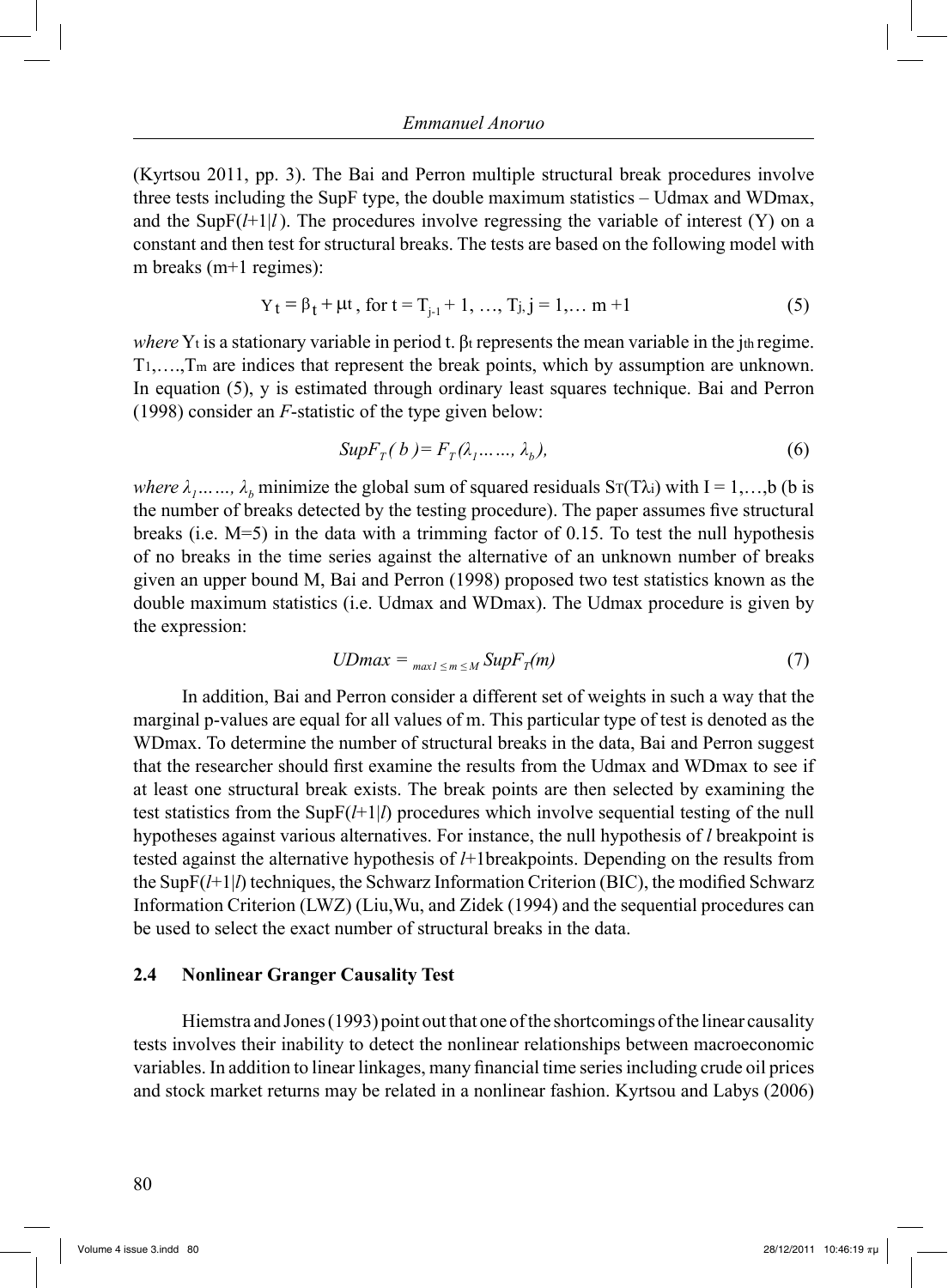(Kyrtsou 2011, pp. 3). The Bai and Perron multiple structural break procedures involve three tests including the SupF type, the double maximum statistics – Udmax and WDmax, and the SupF($l$+1|$l$). The procedures involve regressing the variable of interest (Y) on a constant and then test for structural breaks. The tests are based on the following model with m breaks (m+1 regimes):

$$Y_t = \beta_t + \mu t \text{, for } t = T_{j-1} + 1, \ldots, T_j, j = 1, \ldots m+1 \tag{5}$$

*where* $Y_t$ is a stationary variable in period t. $\beta_t$ represents the mean variable in the $j_{th}$ regime. $T_1, \ldots, T_m$ are indices that represent the break points, which by assumption are unknown. In equation (5), y is estimated through ordinary least squares technique. Bai and Perron (1998) consider an *F*-statistic of the type given below:

$$SupF_T(b) = F_T(\lambda_1 \ldots\ldots, \lambda_b), \tag{6}$$

*where* $\lambda_1 \ldots\ldots, \lambda_b$ minimize the global sum of squared residuals $S_T(T\lambda_i)$ with I = 1,…,b (b is the number of breaks detected by the testing procedure). The paper assumes five structural breaks (i.e. M=5) in the data with a trimming factor of 0.15. To test the null hypothesis of no breaks in the time series against the alternative of an unknown number of breaks given an upper bound M, Bai and Perron (1998) proposed two test statistics known as the double maximum statistics (i.e. Udmax and WDmax). The Udmax procedure is given by the expression:

$$UDmax = {}_{max1 \leq m \leq M} SupF_T(m) \tag{7}$$

In addition, Bai and Perron consider a different set of weights in such a way that the marginal p-values are equal for all values of m. This particular type of test is denoted as the WDmax. To determine the number of structural breaks in the data, Bai and Perron suggest that the researcher should first examine the results from the Udmax and WDmax to see if at least one structural break exists. The break points are then selected by examining the test statistics from the SupF($l$+1|$l$) procedures which involve sequential testing of the null hypotheses against various alternatives. For instance, the null hypothesis of $l$ breakpoint is tested against the alternative hypothesis of $l$+1breakpoints. Depending on the results from the SupF($l$+1|$l$) techniques, the Schwarz Information Criterion (BIC), the modified Schwarz Information Criterion (LWZ) (Liu,Wu, and Zidek (1994) and the sequential procedures can be used to select the exact number of structural breaks in the data.

### 2.4 Nonlinear Granger Causality Test

Hiemstra and Jones (1993) point out that one of the shortcomings of the linear causality tests involves their inability to detect the nonlinear relationships between macroeconomic variables. In addition to linear linkages, many financial time series including crude oil prices and stock market returns may be related in a nonlinear fashion. Kyrtsou and Labys (2006)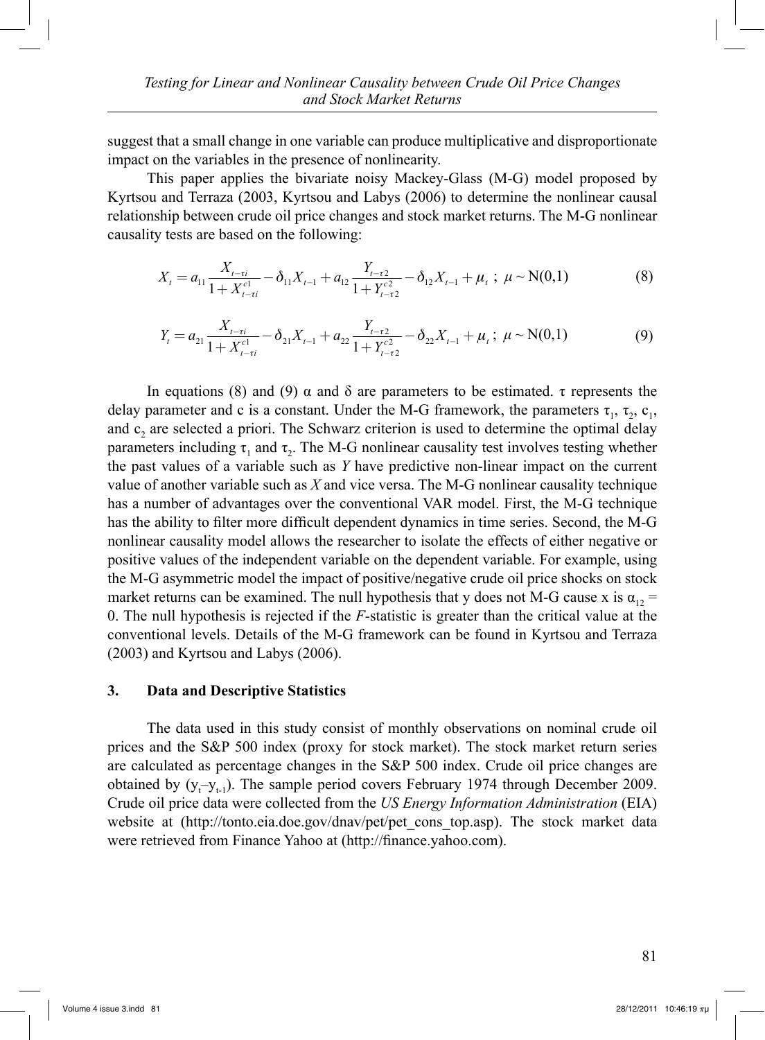suggest that a small change in one variable can produce multiplicative and disproportionate impact on the variables in the presence of nonlinearity.

This paper applies the bivariate noisy Mackey-Glass (M-G) model proposed by Kyrtsou and Terraza (2003, Kyrtsou and Labys (2006) to determine the nonlinear causal relationship between crude oil price changes and stock market returns. The M-G nonlinear causality tests are based on the following:

$$X_t = a_{11}\frac{X_{t-\tau i}}{1+X_{t-\tau i}^{c1}} - \delta_{11}X_{t-1} + a_{12}\frac{Y_{t-\tau 2}}{1+Y_{t-\tau 2}^{c2}} - \delta_{12}X_{t-1} + \mu_t \; ; \; \mu \sim \mathrm{N}(0,1) \tag{8}$$

$$Y_t = a_{21}\frac{X_{t-\tau i}}{1+X_{t-\tau i}^{c1}} - \delta_{21}X_{t-1} + a_{22}\frac{Y_{t-\tau 2}}{1+Y_{t-\tau 2}^{c2}} - \delta_{22}X_{t-1} + \mu_t \; ; \; \mu \sim \mathrm{N}(0,1) \tag{9}$$

In equations (8) and (9) $\alpha$ and $\delta$ are parameters to be estimated. $\tau$ represents the delay parameter and c is a constant. Under the M-G framework, the parameters $\tau_1$, $\tau_2$, $c_1$, and $c_2$ are selected a priori. The Schwarz criterion is used to determine the optimal delay parameters including $\tau_1$ and $\tau_2$. The M-G nonlinear causality test involves testing whether the past values of a variable such as *Y* have predictive non-linear impact on the current value of another variable such as *X* and vice versa. The M-G nonlinear causality technique has a number of advantages over the conventional VAR model. First, the M-G technique has the ability to filter more difficult dependent dynamics in time series. Second, the M-G nonlinear causality model allows the researcher to isolate the effects of either negative or positive values of the independent variable on the dependent variable. For example, using the M-G asymmetric model the impact of positive/negative crude oil price shocks on stock market returns can be examined. The null hypothesis that y does not M-G cause x is $\alpha_{12} = 0$. The null hypothesis is rejected if the *F*-statistic is greater than the critical value at the conventional levels. Details of the M-G framework can be found in Kyrtsou and Terraza (2003) and Kyrtsou and Labys (2006).

## 3. Data and Descriptive Statistics

The data used in this study consist of monthly observations on nominal crude oil prices and the S&P 500 index (proxy for stock market). The stock market return series are calculated as percentage changes in the S&P 500 index. Crude oil price changes are obtained by ($y_t - y_{t-1}$). The sample period covers February 1974 through December 2009. Crude oil price data were collected from the *US Energy Information Administration* (EIA) website at (http://tonto.eia.doe.gov/dnav/pet/pet_cons_top.asp). The stock market data were retrieved from Finance Yahoo at (http://finance.yahoo.com).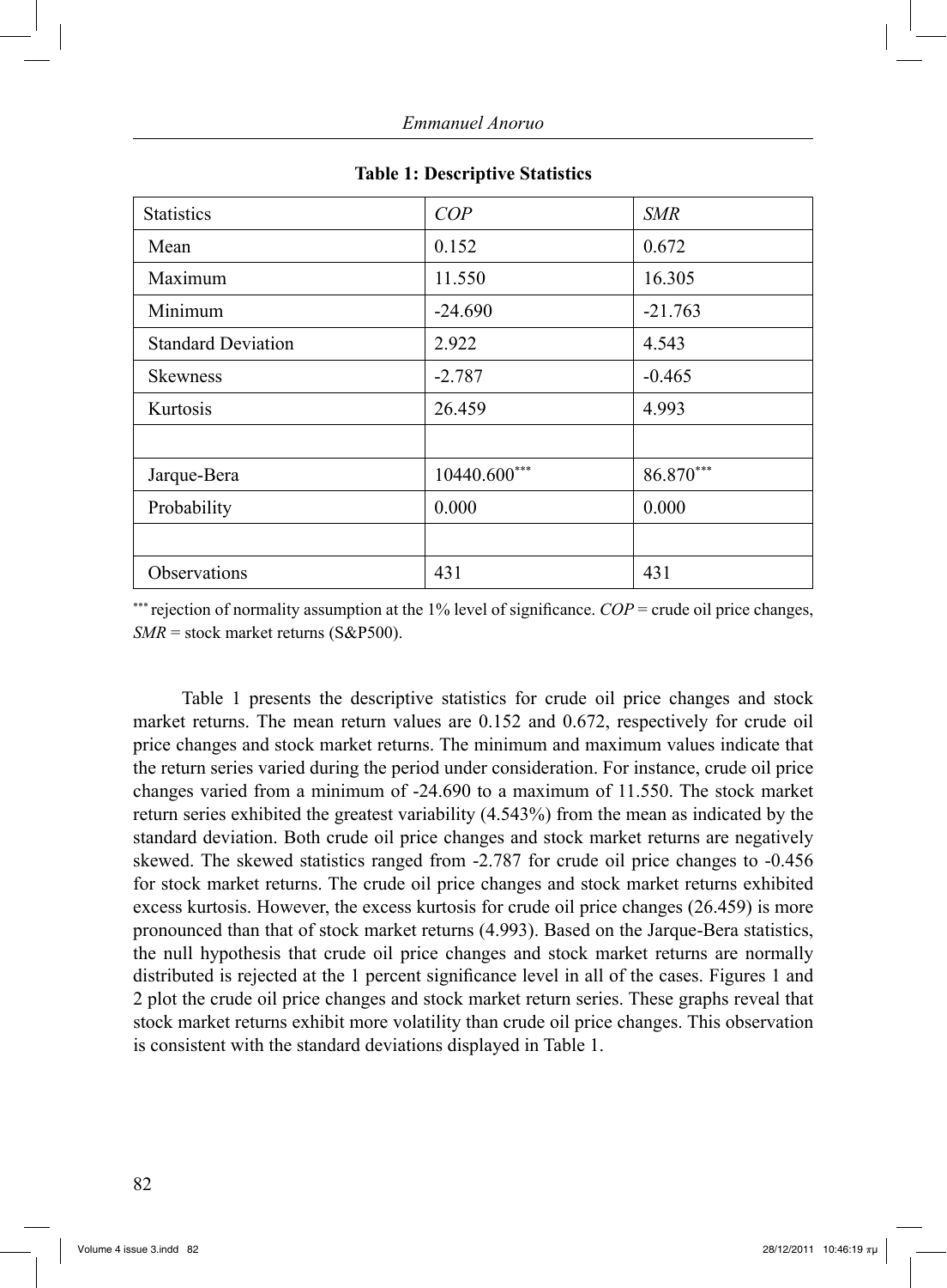**Table 1: Descriptive Statistics**

| Statistics | *COP* | *SMR* |
|---|---|---|
| Mean | 0.152 | 0.672 |
| Maximum | 11.550 | 16.305 |
| Minimum | -24.690 | -21.763 |
| Standard Deviation | 2.922 | 4.543 |
| Skewness | -2.787 | -0.465 |
| Kurtosis | 26.459 | 4.993 |
| | | |
| Jarque-Bera | 10440.600*** | 86.870*** |
| Probability | 0.000 | 0.000 |
| | | |
| Observations | 431 | 431 |

*** rejection of normality assumption at the 1% level of significance. *COP* = crude oil price changes, *SMR* = stock market returns (S&P500).

Table 1 presents the descriptive statistics for crude oil price changes and stock market returns. The mean return values are 0.152 and 0.672, respectively for crude oil price changes and stock market returns. The minimum and maximum values indicate that the return series varied during the period under consideration. For instance, crude oil price changes varied from a minimum of -24.690 to a maximum of 11.550. The stock market return series exhibited the greatest variability (4.543%) from the mean as indicated by the standard deviation. Both crude oil price changes and stock market returns are negatively skewed. The skewed statistics ranged from -2.787 for crude oil price changes to -0.456 for stock market returns. The crude oil price changes and stock market returns exhibited excess kurtosis. However, the excess kurtosis for crude oil price changes (26.459) is more pronounced than that of stock market returns (4.993). Based on the Jarque-Bera statistics, the null hypothesis that crude oil price changes and stock market returns are normally distributed is rejected at the 1 percent significance level in all of the cases. Figures 1 and 2 plot the crude oil price changes and stock market return series. These graphs reveal that stock market returns exhibit more volatility than crude oil price changes. This observation is consistent with the standard deviations displayed in Table 1.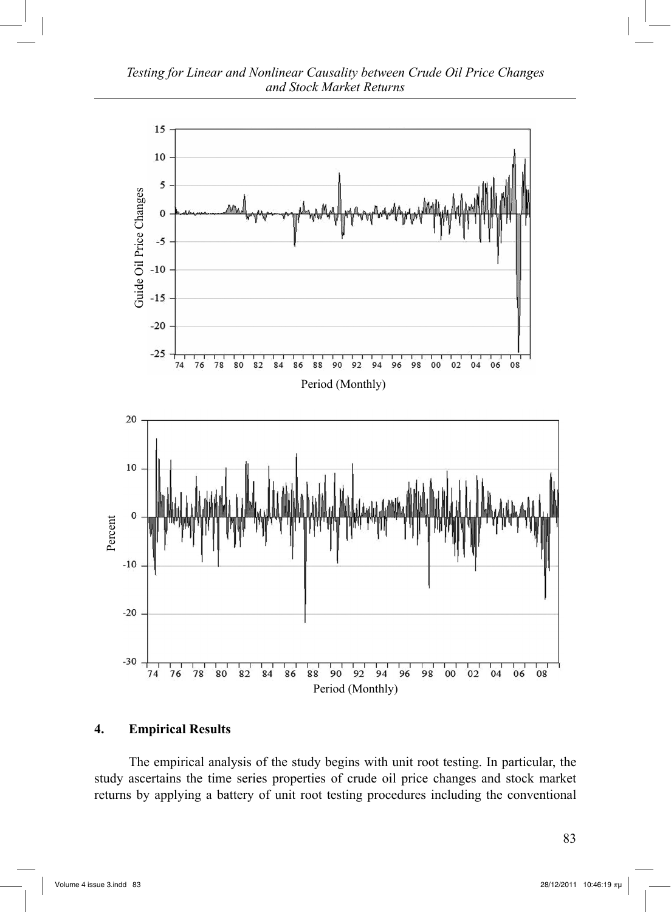## 4. Empirical Results

The empirical analysis of the study begins with unit root testing. In particular, the study ascertains the time series properties of crude oil price changes and stock market returns by applying a battery of unit root testing procedures including the conventional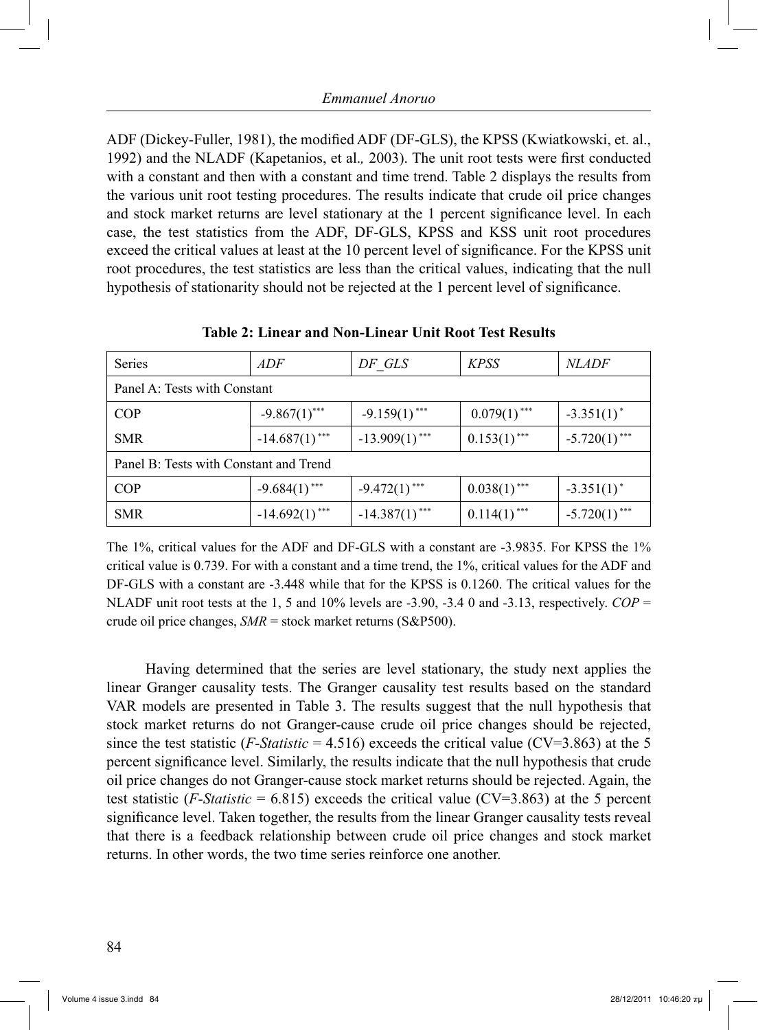ADF (Dickey-Fuller, 1981), the modified ADF (DF-GLS), the KPSS (Kwiatkowski, et. al., 1992) and the NLADF (Kapetanios, et al*.,* 2003). The unit root tests were first conducted with a constant and then with a constant and time trend. Table 2 displays the results from the various unit root testing procedures. The results indicate that crude oil price changes and stock market returns are level stationary at the 1 percent significance level. In each case, the test statistics from the ADF, DF-GLS, KPSS and KSS unit root procedures exceed the critical values at least at the 10 percent level of significance. For the KPSS unit root procedures, the test statistics are less than the critical values, indicating that the null hypothesis of stationarity should not be rejected at the 1 percent level of significance.

**Table 2: Linear and Non-Linear Unit Root Test Results**

| Series | *ADF* | *DF_GLS* | *KPSS* | *NLADF* |
|---|---|---|---|---|
| Panel A: Tests with Constant | | | | |
| COP | -9.867(1)*** | -9.159(1)*** | 0.079(1)*** | -3.351(1)* |
| SMR | -14.687(1)*** | -13.909(1)*** | 0.153(1)*** | -5.720(1)*** |
| Panel B: Tests with Constant and Trend | | | | |
| COP | -9.684(1)*** | -9.472(1)*** | 0.038(1)*** | -3.351(1)* |
| SMR | -14.692(1)*** | -14.387(1)*** | 0.114(1)*** | -5.720(1)*** |

The 1%, critical values for the ADF and DF-GLS with a constant are -3.9835. For KPSS the 1% critical value is 0.739. For with a constant and a time trend, the 1%, critical values for the ADF and DF-GLS with a constant are -3.448 while that for the KPSS is 0.1260. The critical values for the NLADF unit root tests at the 1, 5 and 10% levels are -3.90, -3.4 0 and -3.13, respectively. *COP* = crude oil price changes, *SMR* = stock market returns (S&P500).

Having determined that the series are level stationary, the study next applies the linear Granger causality tests. The Granger causality test results based on the standard VAR models are presented in Table 3. The results suggest that the null hypothesis that stock market returns do not Granger-cause crude oil price changes should be rejected, since the test statistic (*F-Statistic* = 4.516) exceeds the critical value (CV=3.863) at the 5 percent significance level. Similarly, the results indicate that the null hypothesis that crude oil price changes do not Granger-cause stock market returns should be rejected. Again, the test statistic (*F-Statistic* = 6.815) exceeds the critical value (CV=3.863) at the 5 percent significance level. Taken together, the results from the linear Granger causality tests reveal that there is a feedback relationship between crude oil price changes and stock market returns. In other words, the two time series reinforce one another.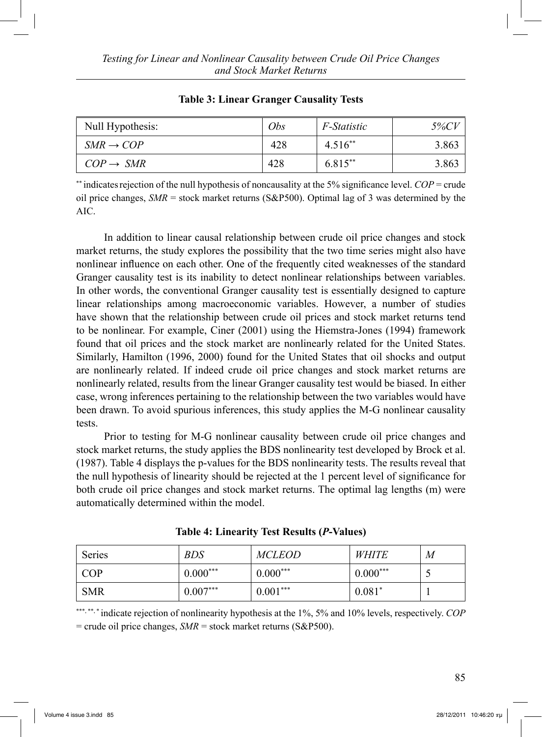**Table 3: Linear Granger Causality Tests**

| Null Hypothesis: | *Obs* | *F-Statistic* | *5%CV* |
|---|---|---|---|
| $SMR \rightarrow COP$ | 428 | $4.516^{**}$ | 3.863 |
| $COP \rightarrow SMR$ | 428 | $6.815^{**}$ | 3.863 |

$^{**}$ indicates rejection of the null hypothesis of noncausality at the 5% significance level. *COP* = crude oil price changes, *SMR* = stock market returns (S&P500). Optimal lag of 3 was determined by the AIC.

In addition to linear causal relationship between crude oil price changes and stock market returns, the study explores the possibility that the two time series might also have nonlinear influence on each other. One of the frequently cited weaknesses of the standard Granger causality test is its inability to detect nonlinear relationships between variables. In other words, the conventional Granger causality test is essentially designed to capture linear relationships among macroeconomic variables. However, a number of studies have shown that the relationship between crude oil prices and stock market returns tend to be nonlinear. For example, Ciner (2001) using the Hiemstra-Jones (1994) framework found that oil prices and the stock market are nonlinearly related for the United States. Similarly, Hamilton (1996, 2000) found for the United States that oil shocks and output are nonlinearly related. If indeed crude oil price changes and stock market returns are nonlinearly related, results from the linear Granger causality test would be biased. In either case, wrong inferences pertaining to the relationship between the two variables would have been drawn. To avoid spurious inferences, this study applies the M-G nonlinear causality tests.

Prior to testing for M-G nonlinear causality between crude oil price changes and stock market returns, the study applies the BDS nonlinearity test developed by Brock et al. (1987). Table 4 displays the p-values for the BDS nonlinearity tests. The results reveal that the null hypothesis of linearity should be rejected at the 1 percent level of significance for both crude oil price changes and stock market returns. The optimal lag lengths (m) were automatically determined within the model.

**Table 4: Linearity Test Results (*P*-Values)**

| Series | *BDS* | *MCLEOD* | *WHITE* | *M* |
|---|---|---|---|---|
| COP | $0.000^{***}$ | $0.000^{***}$ | $0.000^{***}$ | 5 |
| SMR | $0.007^{***}$ | $0.001^{***}$ | $0.081^{*}$ | 1 |

$^{***}$, $^{**}$, $^{*}$ indicate rejection of nonlinearity hypothesis at the 1%, 5% and 10% levels, respectively. *COP* = crude oil price changes, *SMR* = stock market returns (S&P500).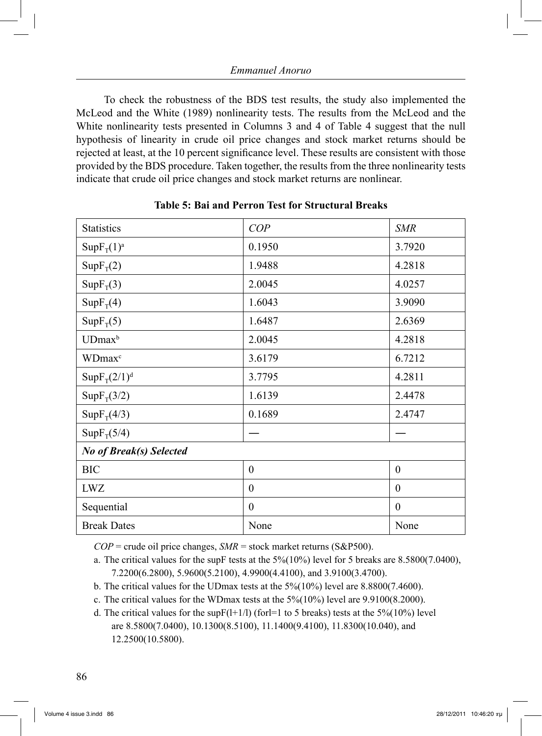To check the robustness of the BDS test results, the study also implemented the McLeod and the White (1989) nonlinearity tests. The results from the McLeod and the White nonlinearity tests presented in Columns 3 and 4 of Table 4 suggest that the null hypothesis of linearity in crude oil price changes and stock market returns should be rejected at least, at the 10 percent significance level. These results are consistent with those provided by the BDS procedure. Taken together, the results from the three nonlinearity tests indicate that crude oil price changes and stock market returns are nonlinear.

**Table 5: Bai and Perron Test for Structural Breaks**

| Statistics | *COP* | *SMR* |
|---|---|---|
| $SupF_T(1)$[a] | 0.1950 | 3.7920 |
| $SupF_T(2)$ | 1.9488 | 4.2818 |
| $SupF_T(3)$ | 2.0045 | 4.0257 |
| $SupF_T(4)$ | 1.6043 | 3.9090 |
| $SupF_T(5)$ | 1.6487 | 2.6369 |
| UDmax[b] | 2.0045 | 4.2818 |
| WDmax[c] | 3.6179 | 6.7212 |
| $SupF_T(2/1)$[d] | 3.7795 | 4.2811 |
| $SupF_T(3/2)$ | 1.6139 | 2.4478 |
| $SupF_T(4/3)$ | 0.1689 | 2.4747 |
| $SupF_T(5/4)$ | — | — |
| ***No of Break(s) Selected*** | | |
| BIC | 0 | 0 |
| LWZ | 0 | 0 |
| Sequential | 0 | 0 |
| Break Dates | None | None |

*COP* = crude oil price changes, *SMR* = stock market returns (S&P500).

a. The critical values for the supF tests at the 5%(10%) level for 5 breaks are 8.5800(7.0400), 7.2200(6.2800), 5.9600(5.2100), 4.9900(4.4100), and 3.9100(3.4700).

b. The critical values for the UDmax tests at the 5%(10%) level are 8.8800(7.4600).

c. The critical values for the WDmax tests at the 5%(10%) level are 9.9100(8.2000).

d. The critical values for the supF(l+1/l) (forl=1 to 5 breaks) tests at the 5%(10%) level are 8.5800(7.0400), 10.1300(8.5100), 11.1400(9.4100), 11.8300(10.040), and 12.2500(10.5800).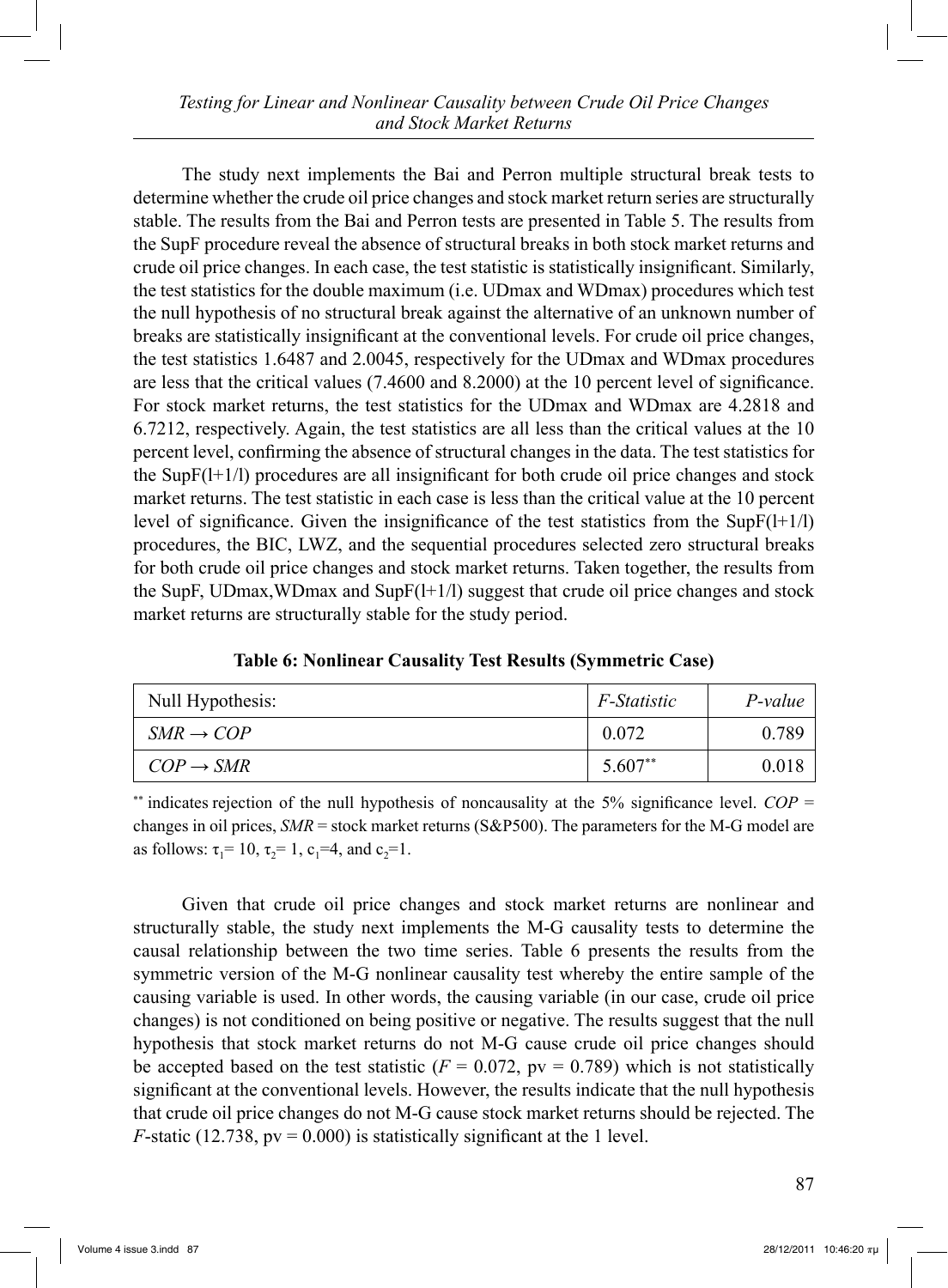The study next implements the Bai and Perron multiple structural break tests to determine whether the crude oil price changes and stock market return series are structurally stable. The results from the Bai and Perron tests are presented in Table 5. The results from the SupF procedure reveal the absence of structural breaks in both stock market returns and crude oil price changes. In each case, the test statistic is statistically insignificant. Similarly, the test statistics for the double maximum (i.e. UDmax and WDmax) procedures which test the null hypothesis of no structural break against the alternative of an unknown number of breaks are statistically insignificant at the conventional levels. For crude oil price changes, the test statistics 1.6487 and 2.0045, respectively for the UDmax and WDmax procedures are less that the critical values (7.4600 and 8.2000) at the 10 percent level of significance. For stock market returns, the test statistics for the UDmax and WDmax are 4.2818 and 6.7212, respectively. Again, the test statistics are all less than the critical values at the 10 percent level, confirming the absence of structural changes in the data. The test statistics for the SupF(l+1/l) procedures are all insignificant for both crude oil price changes and stock market returns. The test statistic in each case is less than the critical value at the 10 percent level of significance. Given the insignificance of the test statistics from the SupF(l+1/l) procedures, the BIC, LWZ, and the sequential procedures selected zero structural breaks for both crude oil price changes and stock market returns. Taken together, the results from the SupF, UDmax,WDmax and SupF(l+1/l) suggest that crude oil price changes and stock market returns are structurally stable for the study period.

**Table 6: Nonlinear Causality Test Results (Symmetric Case)**

| Null Hypothesis: | *F-Statistic* | *P-value* |
|---|---|---|
| $SMR \rightarrow COP$ | 0.072 | 0.789 |
| $COP \rightarrow SMR$ | 5.607** | 0.018 |

** indicates rejection of the null hypothesis of noncausality at the 5% significance level. *COP* = changes in oil prices, *SMR* = stock market returns (S&P500). The parameters for the M-G model are as follows: $\tau_1 = 10$, $\tau_2 = 1$, $c_1 = 4$, and $c_2 = 1$.

Given that crude oil price changes and stock market returns are nonlinear and structurally stable, the study next implements the M-G causality tests to determine the causal relationship between the two time series. Table 6 presents the results from the symmetric version of the M-G nonlinear causality test whereby the entire sample of the causing variable is used. In other words, the causing variable (in our case, crude oil price changes) is not conditioned on being positive or negative. The results suggest that the null hypothesis that stock market returns do not M-G cause crude oil price changes should be accepted based on the test statistic ($F$ = 0.072, pv = 0.789) which is not statistically significant at the conventional levels. However, the results indicate that the null hypothesis that crude oil price changes do not M-G cause stock market returns should be rejected. The $F$-static (12.738, pv = 0.000) is statistically significant at the 1 level.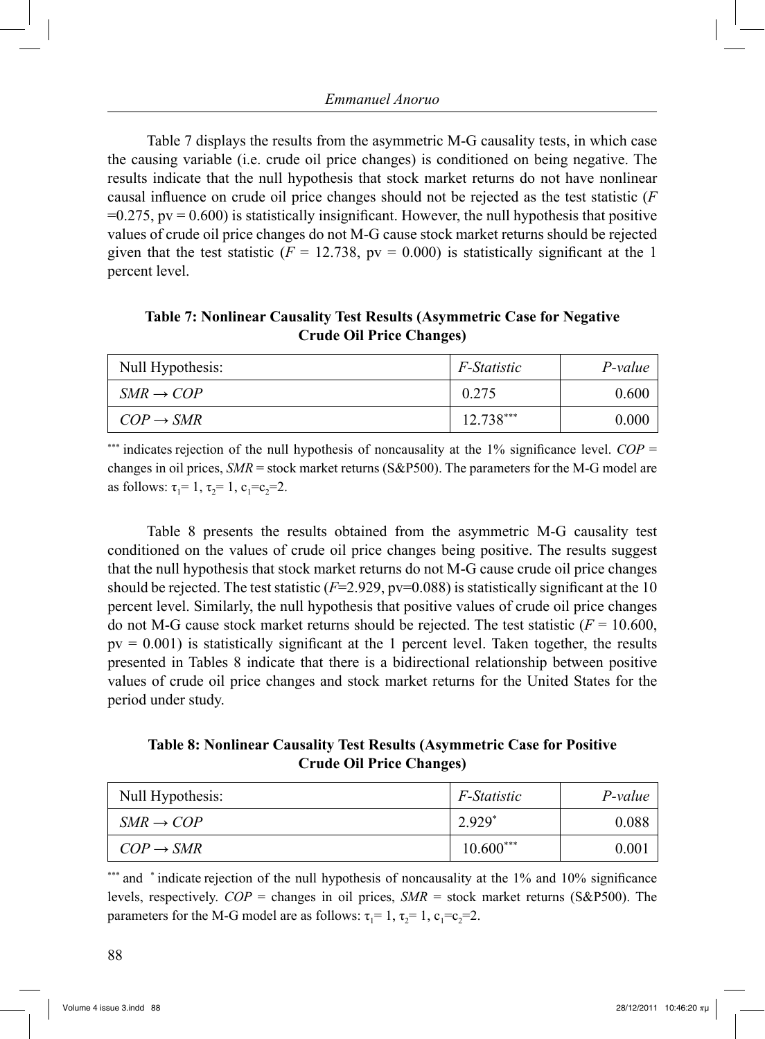Table 7 displays the results from the asymmetric M-G causality tests, in which case the causing variable (i.e. crude oil price changes) is conditioned on being negative. The results indicate that the null hypothesis that stock market returns do not have nonlinear causal influence on crude oil price changes should not be rejected as the test statistic ($F = 0.275$, pv = 0.600) is statistically insignificant. However, the null hypothesis that positive values of crude oil price changes do not M-G cause stock market returns should be rejected given that the test statistic ($F = 12.738$, pv = 0.000) is statistically significant at the 1 percent level.

**Table 7: Nonlinear Causality Test Results (Asymmetric Case for Negative Crude Oil Price Changes)**

| Null Hypothesis: | *F-Statistic* | *P-value* |
|---|---|---|
| $SMR \rightarrow COP$ | 0.275 | 0.600 |
| $COP \rightarrow SMR$ | 12.738*** | 0.000 |

*** indicates rejection of the null hypothesis of noncausality at the 1% significance level. *COP* = changes in oil prices, *SMR* = stock market returns (S&P500). The parameters for the M-G model are as follows: $\tau_1 = 1$, $\tau_2 = 1$, $c_1 = c_2 = 2$.

Table 8 presents the results obtained from the asymmetric M-G causality test conditioned on the values of crude oil price changes being positive. The results suggest that the null hypothesis that stock market returns do not M-G cause crude oil price changes should be rejected. The test statistic ($F$=2.929, pv=0.088) is statistically significant at the 10 percent level. Similarly, the null hypothesis that positive values of crude oil price changes do not M-G cause stock market returns should be rejected. The test statistic ($F = 10.600$, pv = 0.001) is statistically significant at the 1 percent level. Taken together, the results presented in Tables 8 indicate that there is a bidirectional relationship between positive values of crude oil price changes and stock market returns for the United States for the period under study.

**Table 8: Nonlinear Causality Test Results (Asymmetric Case for Positive Crude Oil Price Changes)**

| Null Hypothesis: | *F-Statistic* | *P-value* |
|---|---|---|
| $SMR \rightarrow COP$ | 2.929* | 0.088 |
| $COP \rightarrow SMR$ | 10.600*** | 0.001 |

*** and * indicate rejection of the null hypothesis of noncausality at the 1% and 10% significance levels, respectively. *COP* = changes in oil prices, *SMR* = stock market returns (S&P500). The parameters for the M-G model are as follows: $\tau_1 = 1$, $\tau_2 = 1$, $c_1 = c_2 = 2$.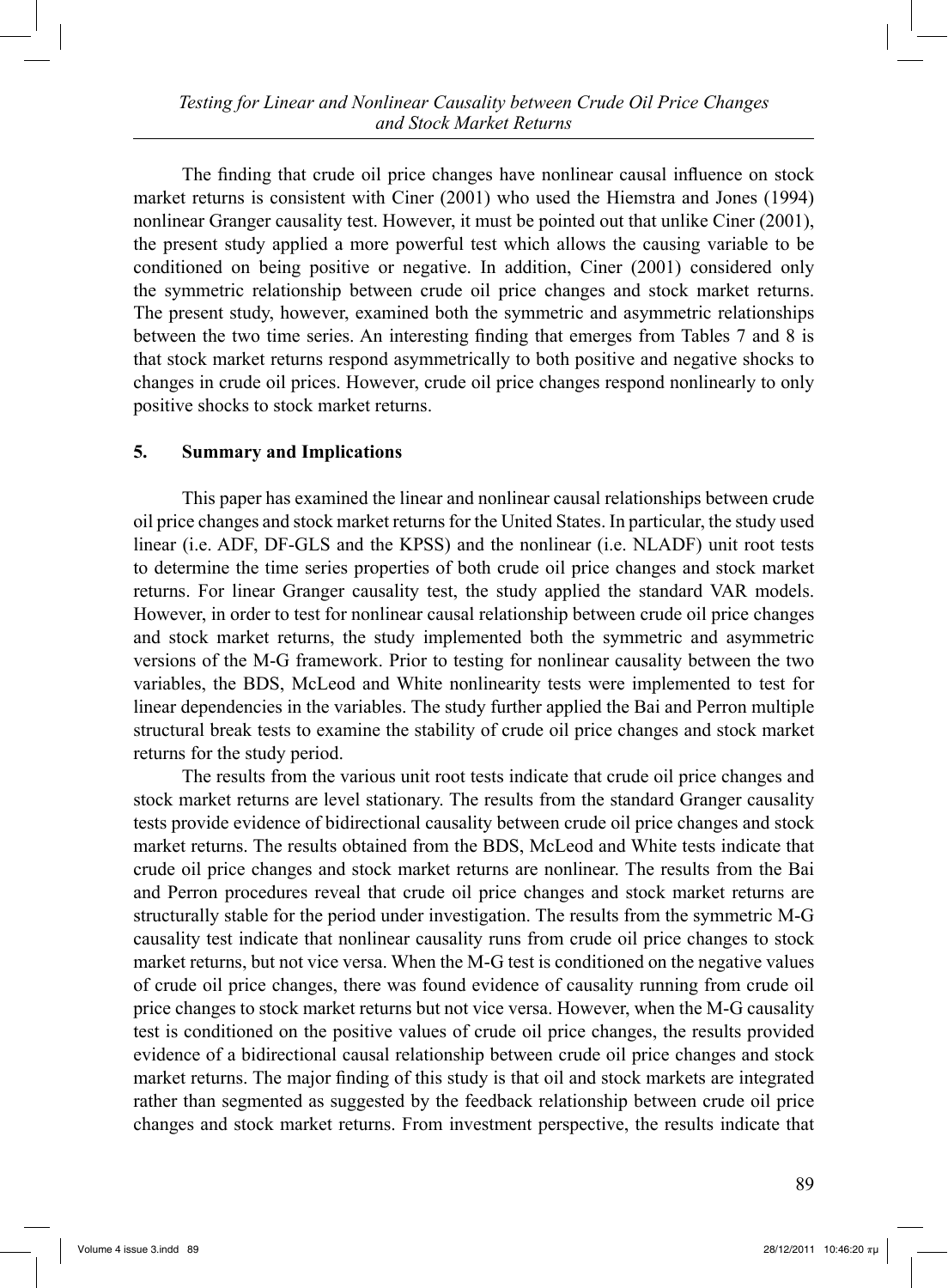The finding that crude oil price changes have nonlinear causal influence on stock market returns is consistent with Ciner (2001) who used the Hiemstra and Jones (1994) nonlinear Granger causality test. However, it must be pointed out that unlike Ciner (2001), the present study applied a more powerful test which allows the causing variable to be conditioned on being positive or negative. In addition, Ciner (2001) considered only the symmetric relationship between crude oil price changes and stock market returns. The present study, however, examined both the symmetric and asymmetric relationships between the two time series. An interesting finding that emerges from Tables 7 and 8 is that stock market returns respond asymmetrically to both positive and negative shocks to changes in crude oil prices. However, crude oil price changes respond nonlinearly to only positive shocks to stock market returns.

## 5. Summary and Implications

This paper has examined the linear and nonlinear causal relationships between crude oil price changes and stock market returns for the United States. In particular, the study used linear (i.e. ADF, DF-GLS and the KPSS) and the nonlinear (i.e. NLADF) unit root tests to determine the time series properties of both crude oil price changes and stock market returns. For linear Granger causality test, the study applied the standard VAR models. However, in order to test for nonlinear causal relationship between crude oil price changes and stock market returns, the study implemented both the symmetric and asymmetric versions of the M-G framework. Prior to testing for nonlinear causality between the two variables, the BDS, McLeod and White nonlinearity tests were implemented to test for linear dependencies in the variables. The study further applied the Bai and Perron multiple structural break tests to examine the stability of crude oil price changes and stock market returns for the study period.

The results from the various unit root tests indicate that crude oil price changes and stock market returns are level stationary. The results from the standard Granger causality tests provide evidence of bidirectional causality between crude oil price changes and stock market returns. The results obtained from the BDS, McLeod and White tests indicate that crude oil price changes and stock market returns are nonlinear. The results from the Bai and Perron procedures reveal that crude oil price changes and stock market returns are structurally stable for the period under investigation. The results from the symmetric M-G causality test indicate that nonlinear causality runs from crude oil price changes to stock market returns, but not vice versa. When the M-G test is conditioned on the negative values of crude oil price changes, there was found evidence of causality running from crude oil price changes to stock market returns but not vice versa. However, when the M-G causality test is conditioned on the positive values of crude oil price changes, the results provided evidence of a bidirectional causal relationship between crude oil price changes and stock market returns. The major finding of this study is that oil and stock markets are integrated rather than segmented as suggested by the feedback relationship between crude oil price changes and stock market returns. From investment perspective, the results indicate that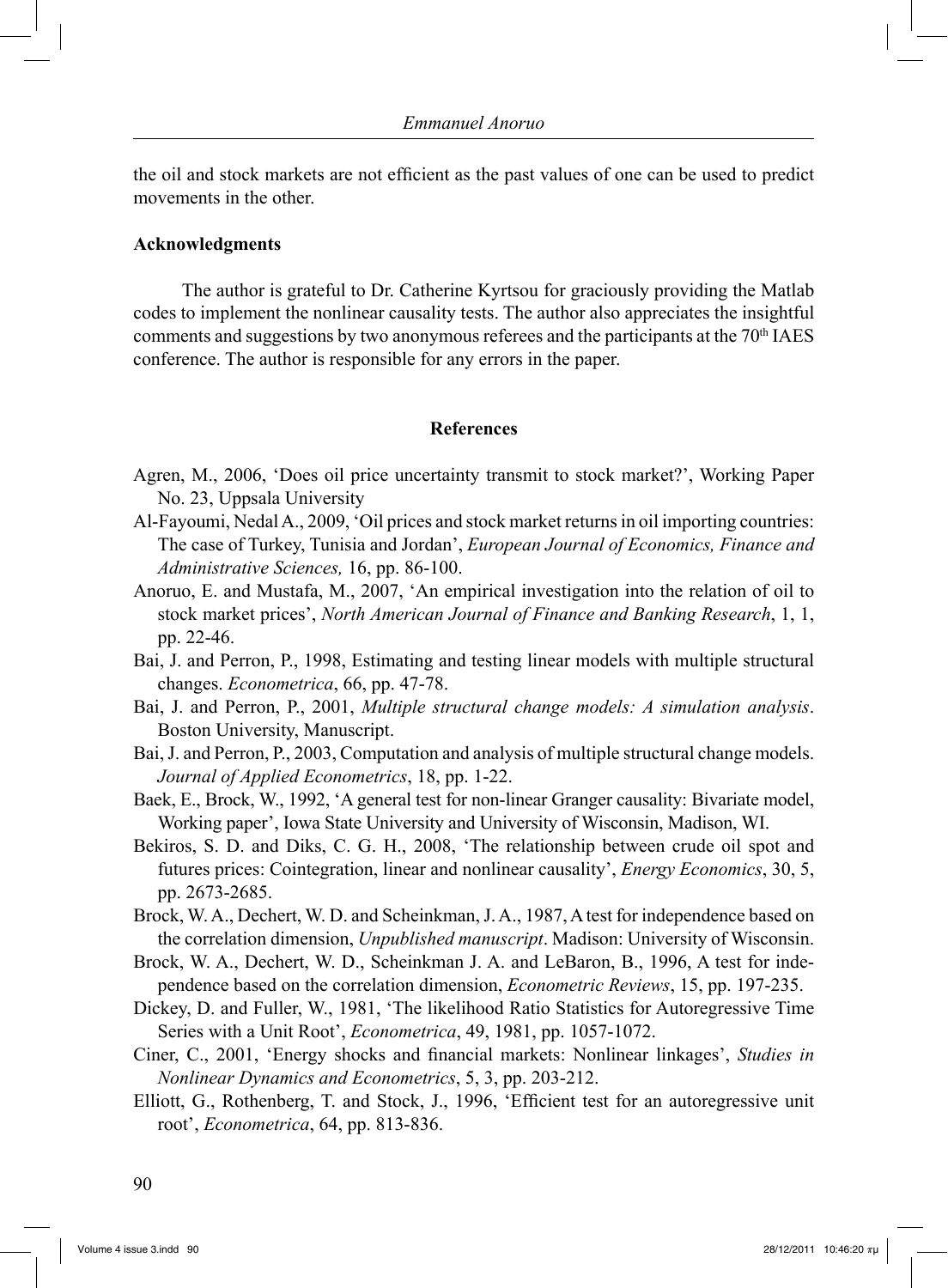the oil and stock markets are not efficient as the past values of one can be used to predict movements in the other.

**Acknowledgments**

The author is grateful to Dr. Catherine Kyrtsou for graciously providing the Matlab codes to implement the nonlinear causality tests. The author also appreciates the insightful comments and suggestions by two anonymous referees and the participants at the 70th IAES conference. The author is responsible for any errors in the paper.

## References

Agren, M., 2006, 'Does oil price uncertainty transmit to stock market?', Working Paper No. 23, Uppsala University

Al-Fayoumi, Nedal A., 2009, 'Oil prices and stock market returns in oil importing countries: The case of Turkey, Tunisia and Jordan', *European Journal of Economics, Finance and Administrative Sciences,* 16, pp. 86-100.

Anoruo, E. and Mustafa, M., 2007, 'An empirical investigation into the relation of oil to stock market prices', *North American Journal of Finance and Banking Research*, 1, 1, pp. 22-46.

Bai, J. and Perron, P., 1998, Estimating and testing linear models with multiple structural changes. *Econometrica*, 66, pp. 47-78.

Bai, J. and Perron, P., 2001, *Multiple structural change models: A simulation analysis*. Boston University, Manuscript.

Bai, J. and Perron, P., 2003, Computation and analysis of multiple structural change models. *Journal of Applied Econometrics*, 18, pp. 1-22.

Baek, E., Brock, W., 1992, 'A general test for non-linear Granger causality: Bivariate model, Working paper', Iowa State University and University of Wisconsin, Madison, WI.

Bekiros, S. D. and Diks, C. G. H., 2008, 'The relationship between crude oil spot and futures prices: Cointegration, linear and nonlinear causality', *Energy Economics*, 30, 5, pp. 2673-2685.

Brock, W. A., Dechert, W. D. and Scheinkman, J. A., 1987, A test for independence based on the correlation dimension, *Unpublished manuscript*. Madison: University of Wisconsin.

Brock, W. A., Dechert, W. D., Scheinkman J. A. and LeBaron, B., 1996, A test for independence based on the correlation dimension, *Econometric Reviews*, 15, pp. 197-235.

Dickey, D. and Fuller, W., 1981, 'The likelihood Ratio Statistics for Autoregressive Time Series with a Unit Root', *Econometrica*, 49, 1981, pp. 1057-1072.

Ciner, C., 2001, 'Energy shocks and financial markets: Nonlinear linkages', *Studies in Nonlinear Dynamics and Econometrics*, 5, 3, pp. 203-212.

Elliott, G., Rothenberg, T. and Stock, J., 1996, 'Efficient test for an autoregressive unit root', *Econometrica*, 64, pp. 813-836.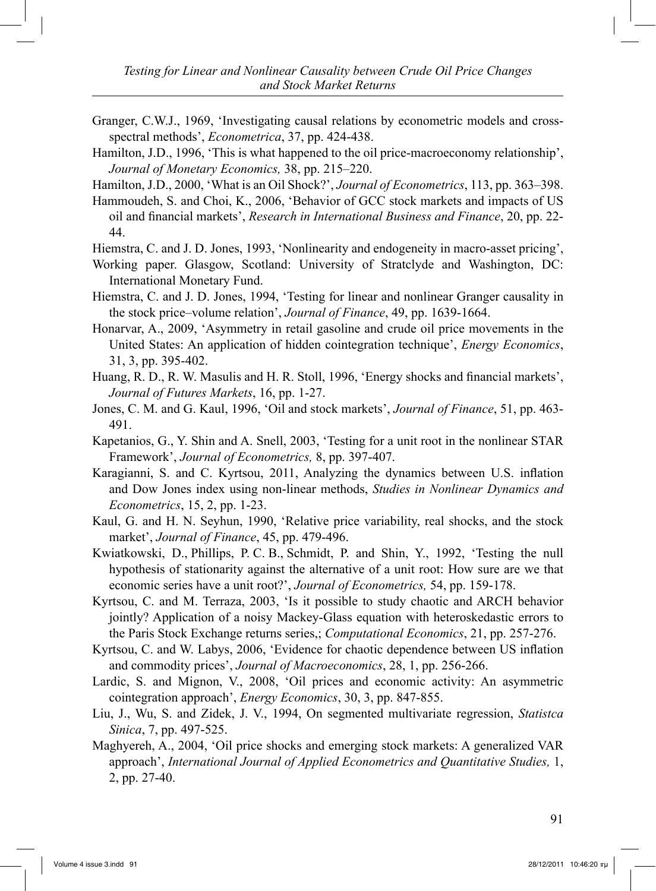Granger, C.W.J., 1969, 'Investigating causal relations by econometric models and cross-spectral methods', *Econometrica*, 37, pp. 424-438.

Hamilton, J.D., 1996, 'This is what happened to the oil price-macroeconomy relationship', *Journal of Monetary Economics,* 38, pp. 215–220.

Hamilton, J.D., 2000, 'What is an Oil Shock?', *Journal of Econometrics*, 113, pp. 363–398.

Hammoudeh, S. and Choi, K., 2006, 'Behavior of GCC stock markets and impacts of US oil and financial markets', *Research in International Business and Finance*, 20, pp. 22-44.

Hiemstra, C. and J. D. Jones, 1993, 'Nonlinearity and endogeneity in macro-asset pricing',

Working paper. Glasgow, Scotland: University of Stratclyde and Washington, DC: International Monetary Fund.

Hiemstra, C. and J. D. Jones, 1994, 'Testing for linear and nonlinear Granger causality in the stock price–volume relation', *Journal of Finance*, 49, pp. 1639-1664.

Honarvar, A., 2009, 'Asymmetry in retail gasoline and crude oil price movements in the United States: An application of hidden cointegration technique', *Energy Economics*, 31, 3, pp. 395-402.

Huang, R. D., R. W. Masulis and H. R. Stoll, 1996, 'Energy shocks and financial markets', *Journal of Futures Markets*, 16, pp. 1-27.

Jones, C. M. and G. Kaul, 1996, 'Oil and stock markets', *Journal of Finance*, 51, pp. 463-491.

Kapetanios, G., Y. Shin and A. Snell, 2003, 'Testing for a unit root in the nonlinear STAR Framework', *Journal of Econometrics,* 8, pp. 397-407.

Karagianni, S. and C. Kyrtsou, 2011, Analyzing the dynamics between U.S. inflation and Dow Jones index using non-linear methods, *Studies in Nonlinear Dynamics and Econometrics*, 15, 2, pp. 1-23.

Kaul, G. and H. N. Seyhun, 1990, 'Relative price variability, real shocks, and the stock market', *Journal of Finance*, 45, pp. 479-496.

Kwiatkowski, D., Phillips, P. C. B., Schmidt, P. and Shin, Y., 1992, 'Testing the null hypothesis of stationarity against the alternative of a unit root: How sure are we that economic series have a unit root?', *Journal of Econometrics,* 54, pp. 159-178.

Kyrtsou, C. and M. Terraza, 2003, 'Is it possible to study chaotic and ARCH behavior jointly? Application of a noisy Mackey-Glass equation with heteroskedastic errors to the Paris Stock Exchange returns series,; *Computational Economics*, 21, pp. 257-276.

Kyrtsou, C. and W. Labys, 2006, 'Evidence for chaotic dependence between US inflation and commodity prices', *Journal of Macroeconomics*, 28, 1, pp. 256-266.

Lardic, S. and Mignon, V., 2008, 'Oil prices and economic activity: An asymmetric cointegration approach', *Energy Economics*, 30, 3, pp. 847-855.

Liu, J., Wu, S. and Zidek, J. V., 1994, On segmented multivariate regression, *Statistca Sinica*, 7, pp. 497-525.

Maghyereh, A., 2004, 'Oil price shocks and emerging stock markets: A generalized VAR approach', *International Journal of Applied Econometrics and Quantitative Studies,* 1, 2, pp. 27-40.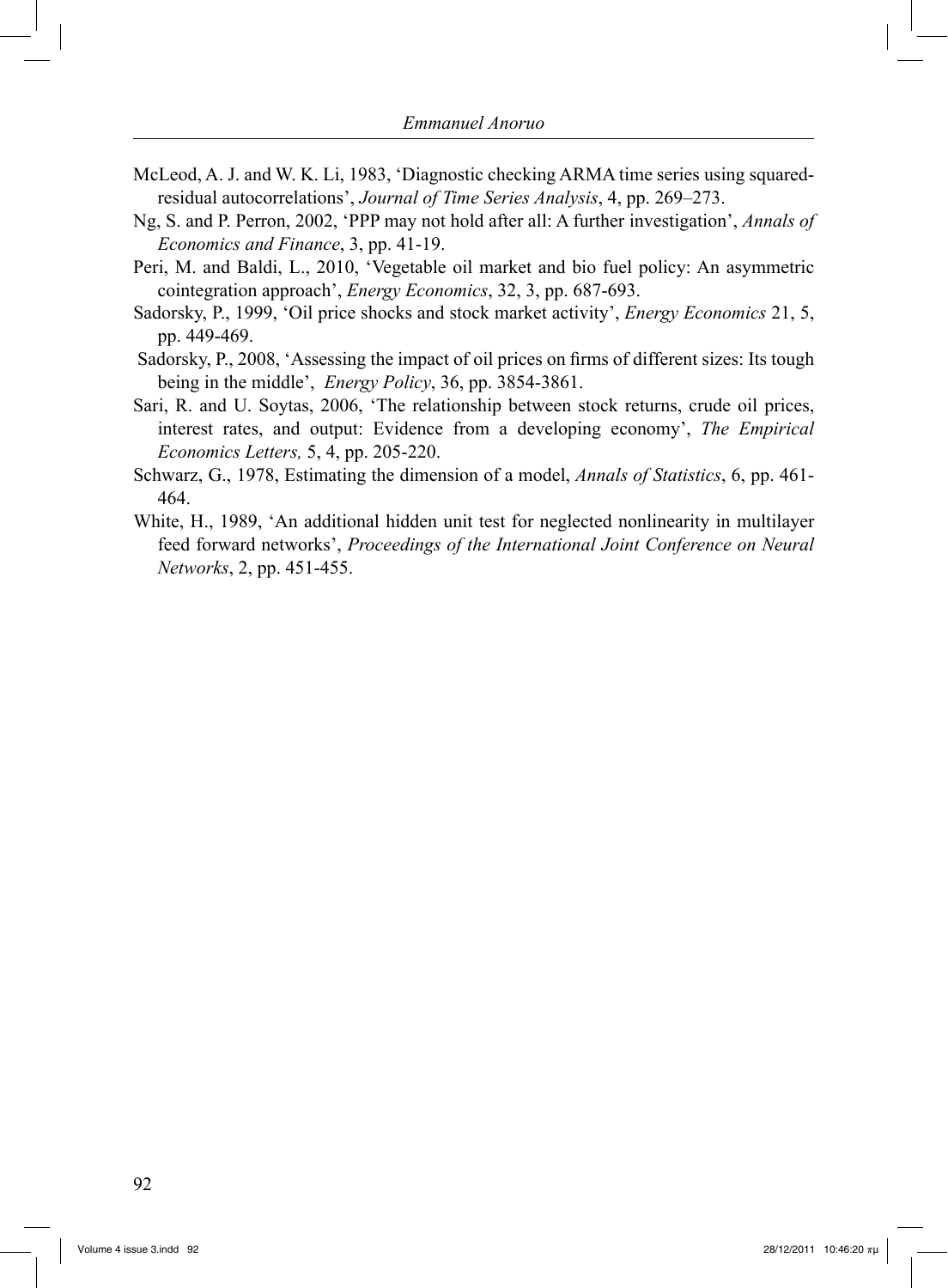McLeod, A. J. and W. K. Li, 1983, 'Diagnostic checking ARMA time series using squared-residual autocorrelations', *Journal of Time Series Analysis*, 4, pp. 269–273.

Ng, S. and P. Perron, 2002, 'PPP may not hold after all: A further investigation', *Annals of Economics and Finance*, 3, pp. 41-19.

Peri, M. and Baldi, L., 2010, 'Vegetable oil market and bio fuel policy: An asymmetric cointegration approach', *Energy Economics*, 32, 3, pp. 687-693.

Sadorsky, P., 1999, 'Oil price shocks and stock market activity', *Energy Economics* 21, 5, pp. 449-469.

Sadorsky, P., 2008, 'Assessing the impact of oil prices on firms of different sizes: Its tough being in the middle', *Energy Policy*, 36, pp. 3854-3861.

Sari, R. and U. Soytas, 2006, 'The relationship between stock returns, crude oil prices, interest rates, and output: Evidence from a developing economy', *The Empirical Economics Letters,* 5, 4, pp. 205-220.

Schwarz, G., 1978, Estimating the dimension of a model, *Annals of Statistics*, 6, pp. 461-464.

White, H., 1989, 'An additional hidden unit test for neglected nonlinearity in multilayer feed forward networks', *Proceedings of the International Joint Conference on Neural Networks*, 2, pp. 451-455.